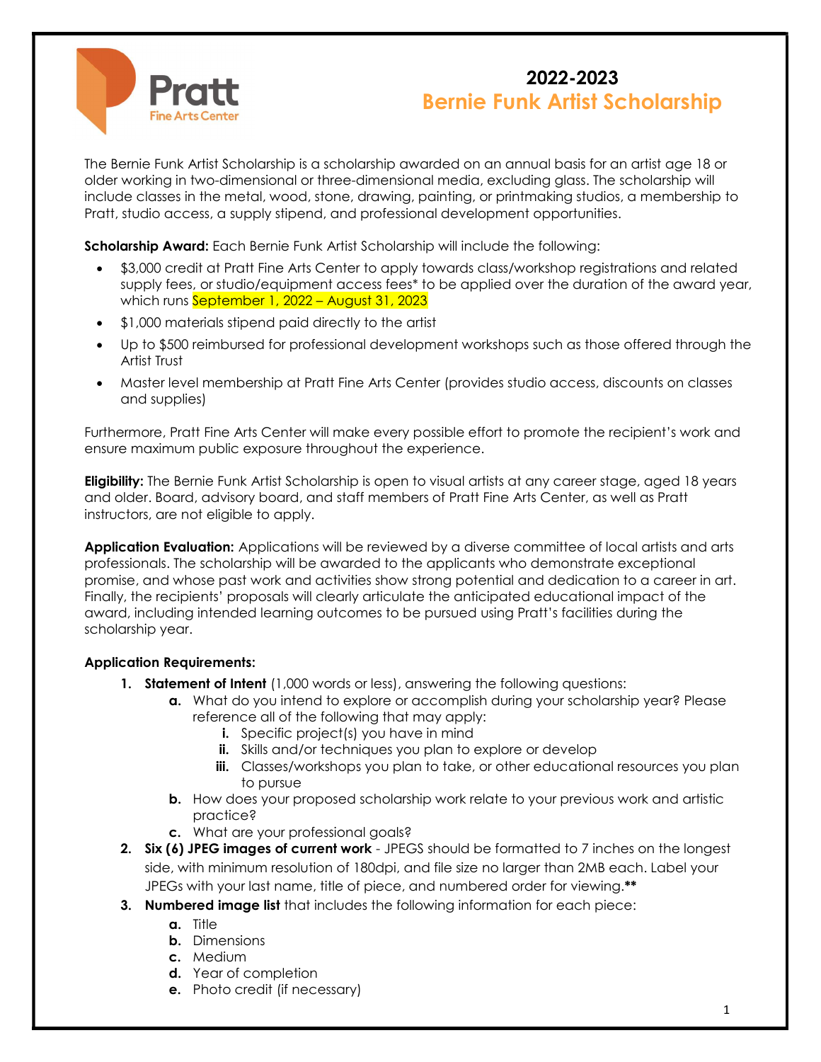Pratt Fine Arts Center

# 2022-2023
# Bernie Funk Artist Scholarship

The Bernie Funk Artist Scholarship is a scholarship awarded on an annual basis for an artist age 18 or older working in two-dimensional or three-dimensional media, excluding glass. The scholarship will include classes in the metal, wood, stone, drawing, painting, or printmaking studios, a membership to Pratt, studio access, a supply stipend, and professional development opportunities.

**Scholarship Award:** Each Bernie Funk Artist Scholarship will include the following:

- $3,000 credit at Pratt Fine Arts Center to apply towards class/workshop registrations and related supply fees, or studio/equipment access fees* to be applied over the duration of the award year, which runs September 1, 2022 – August 31, 2023
- $1,000 materials stipend paid directly to the artist
- Up to $500 reimbursed for professional development workshops such as those offered through the Artist Trust
- Master level membership at Pratt Fine Arts Center (provides studio access, discounts on classes and supplies)

Furthermore, Pratt Fine Arts Center will make every possible effort to promote the recipient's work and ensure maximum public exposure throughout the experience.

**Eligibility:** The Bernie Funk Artist Scholarship is open to visual artists at any career stage, aged 18 years and older. Board, advisory board, and staff members of Pratt Fine Arts Center, as well as Pratt instructors, are not eligible to apply.

**Application Evaluation:** Applications will be reviewed by a diverse committee of local artists and arts professionals. The scholarship will be awarded to the applicants who demonstrate exceptional promise, and whose past work and activities show strong potential and dedication to a career in art. Finally, the recipients' proposals will clearly articulate the anticipated educational impact of the award, including intended learning outcomes to be pursued using Pratt's facilities during the scholarship year.

**Application Requirements:**

1. **Statement of Intent** (1,000 words or less), answering the following questions:
   a. What do you intend to explore or accomplish during your scholarship year? Please reference all of the following that may apply:
      i. Specific project(s) you have in mind
      ii. Skills and/or techniques you plan to explore or develop
      iii. Classes/workshops you plan to take, or other educational resources you plan to pursue
   b. How does your proposed scholarship work relate to your previous work and artistic practice?
   c. What are your professional goals?
2. **Six (6) JPEG images of current work** - JPEGS should be formatted to 7 inches on the longest side, with minimum resolution of 180dpi, and file size no larger than 2MB each. Label your JPEGs with your last name, title of piece, and numbered order for viewing.**
3. **Numbered image list** that includes the following information for each piece:
   a. Title
   b. Dimensions
   c. Medium
   d. Year of completion
   e. Photo credit (if necessary)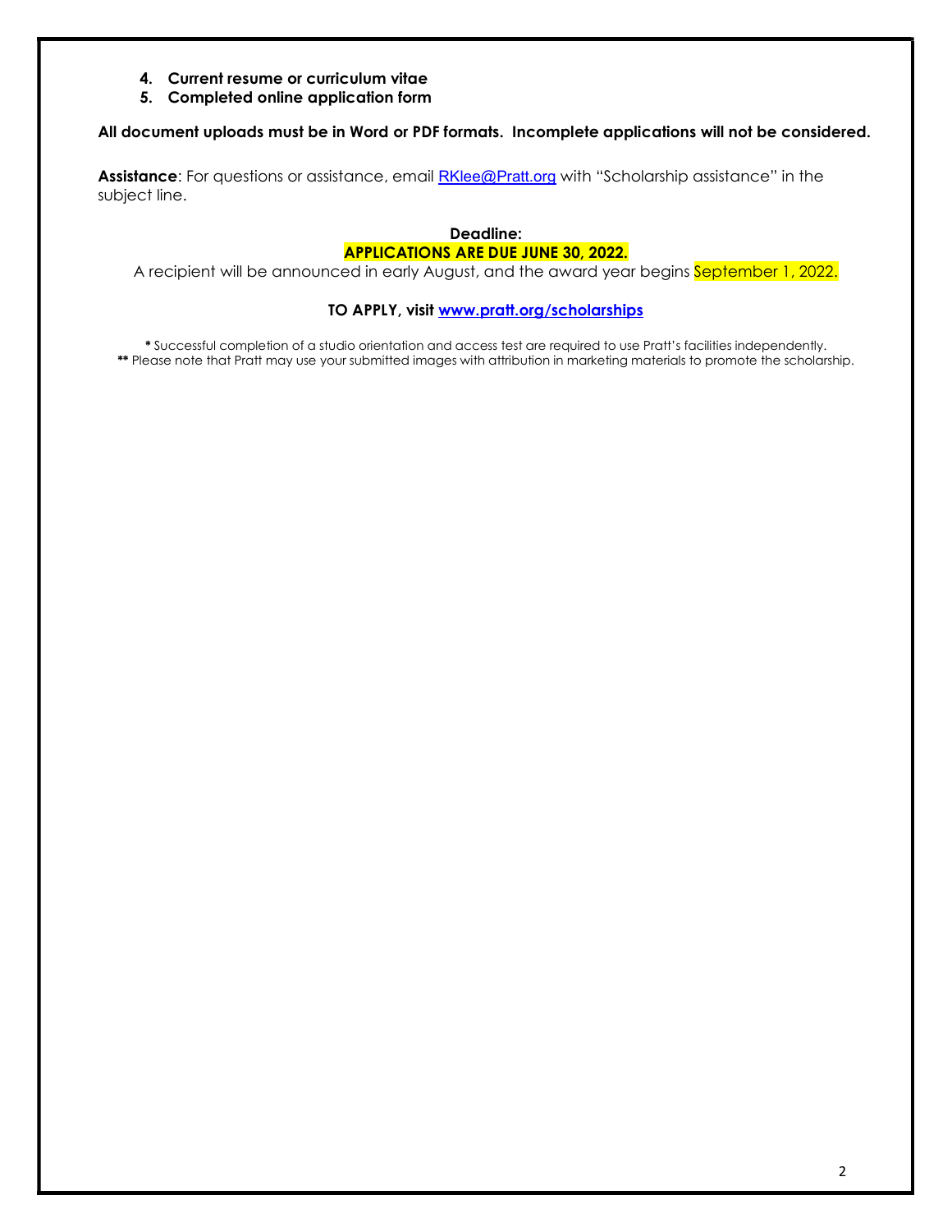4. **Current resume or curriculum vitae**
5. **Completed online application form**

**All document uploads must be in Word or PDF formats. Incomplete applications will not be considered.**

**Assistance**: For questions or assistance, email [RKlee@Pratt.org](mailto:RKlee@Pratt.org) with "Scholarship assistance" in the subject line.

**Deadline:**

**APPLICATIONS ARE DUE JUNE 30, 2022.**

A recipient will be announced in early August, and the award year begins September 1, 2022.

**TO APPLY, visit [www.pratt.org/scholarships](http://www.pratt.org/scholarships)**

\* Successful completion of a studio orientation and access test are required to use Pratt's facilities independently.

\*\* Please note that Pratt may use your submitted images with attribution in marketing materials to promote the scholarship.